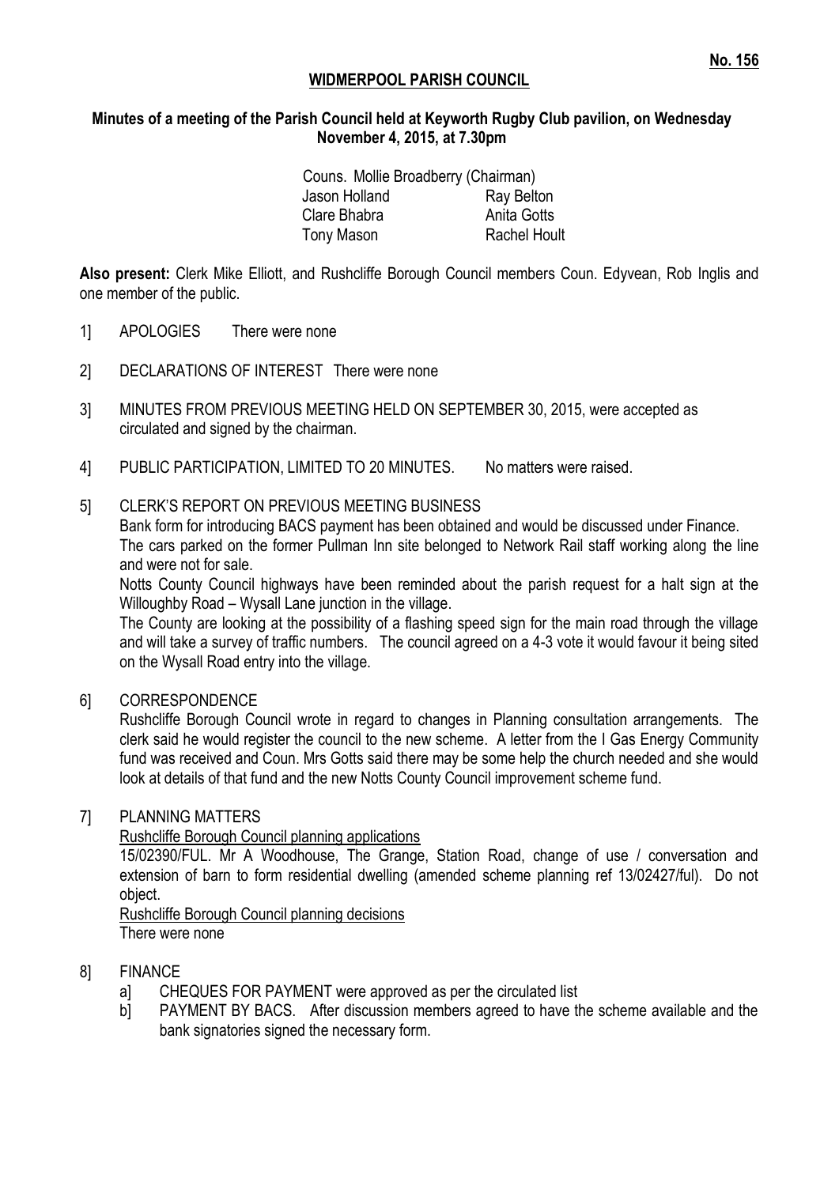**No. 156**

# WIDMERPOOL PARISH COUNCIL

**Minutes of a meeting of the Parish Council held at Keyworth Rugby Club pavilion, on Wednesday November 4, 2015, at 7.30pm**

Couns. Mollie Broadberry (Chairman)
Jason Holland — Ray Belton
Clare Bhabra — Anita Gotts
Tony Mason — Rachel Hoult

**Also present:** Clerk Mike Elliott, and Rushcliffe Borough Council members Coun. Edyvean, Rob Inglis and one member of the public.

1] APOLOGIES There were none

2] DECLARATIONS OF INTEREST There were none

3] MINUTES FROM PREVIOUS MEETING HELD ON SEPTEMBER 30, 2015, were accepted as circulated and signed by the chairman.

4] PUBLIC PARTICIPATION, LIMITED TO 20 MINUTES. No matters were raised.

5] CLERK'S REPORT ON PREVIOUS MEETING BUSINESS

Bank form for introducing BACS payment has been obtained and would be discussed under Finance.

The cars parked on the former Pullman Inn site belonged to Network Rail staff working along the line and were not for sale.

Notts County Council highways have been reminded about the parish request for a halt sign at the Willoughby Road – Wysall Lane junction in the village.

The County are looking at the possibility of a flashing speed sign for the main road through the village and will take a survey of traffic numbers. The council agreed on a 4-3 vote it would favour it being sited on the Wysall Road entry into the village.

6] CORRESPONDENCE

Rushcliffe Borough Council wrote in regard to changes in Planning consultation arrangements. The clerk said he would register the council to the new scheme. A letter from the I Gas Energy Community fund was received and Coun. Mrs Gotts said there may be some help the church needed and she would look at details of that fund and the new Notts County Council improvement scheme fund.

7] PLANNING MATTERS

Rushcliffe Borough Council planning applications

15/02390/FUL. Mr A Woodhouse, The Grange, Station Road, change of use / conversation and extension of barn to form residential dwelling (amended scheme planning ref 13/02427/ful). Do not object.

Rushcliffe Borough Council planning decisions

There were none

8] FINANCE

a] CHEQUES FOR PAYMENT were approved as per the circulated list

b] PAYMENT BY BACS. After discussion members agreed to have the scheme available and the bank signatories signed the necessary form.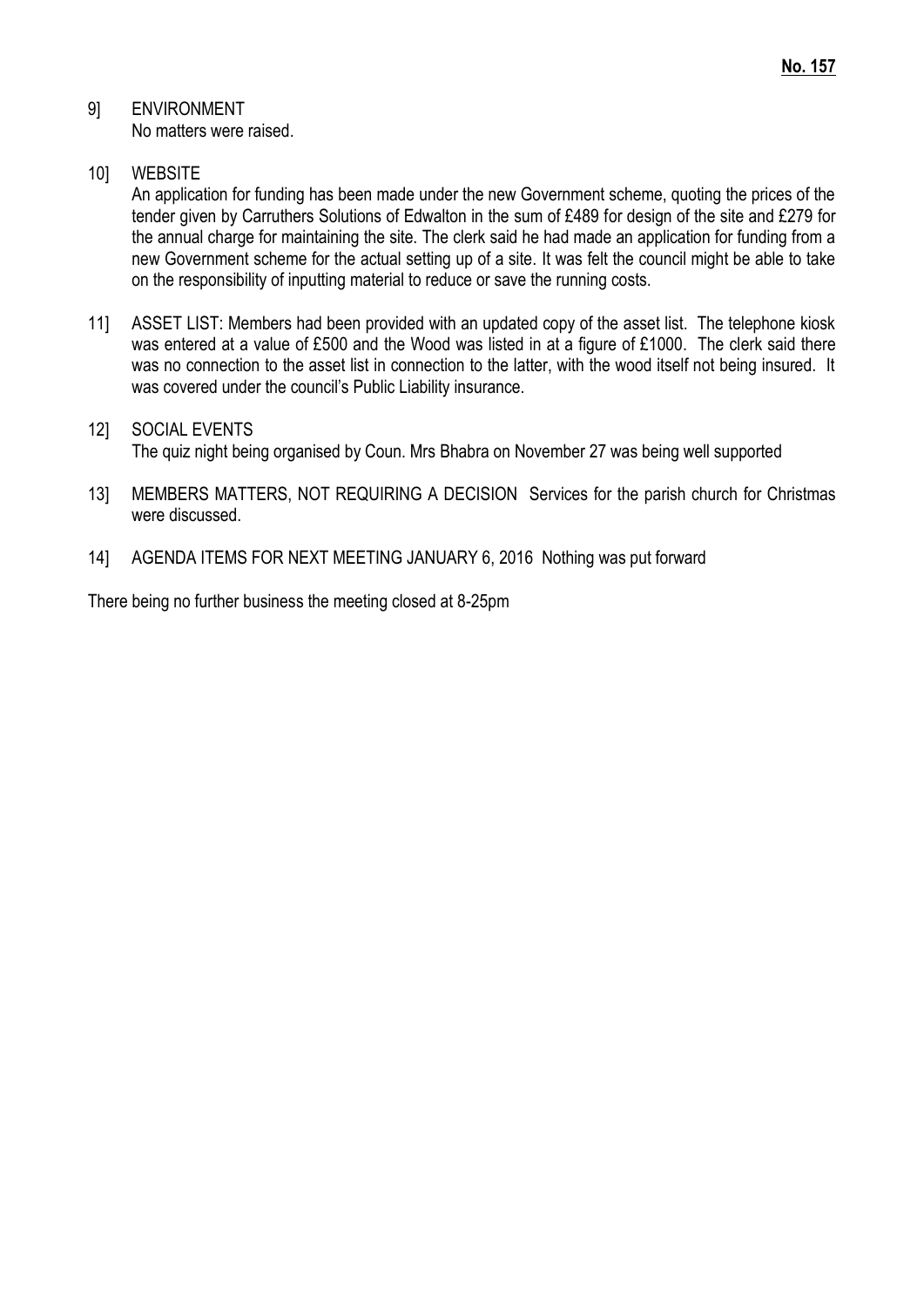9] ENVIRONMENT
No matters were raised.

10] WEBSITE
An application for funding has been made under the new Government scheme, quoting the prices of the tender given by Carruthers Solutions of Edwalton in the sum of £489 for design of the site and £279 for the annual charge for maintaining the site. The clerk said he had made an application for funding from a new Government scheme for the actual setting up of a site. It was felt the council might be able to take on the responsibility of inputting material to reduce or save the running costs.

11] ASSET LIST: Members had been provided with an updated copy of the asset list. The telephone kiosk was entered at a value of £500 and the Wood was listed in at a figure of £1000. The clerk said there was no connection to the asset list in connection to the latter, with the wood itself not being insured. It was covered under the council's Public Liability insurance.

12] SOCIAL EVENTS
The quiz night being organised by Coun. Mrs Bhabra on November 27 was being well supported

13] MEMBERS MATTERS, NOT REQUIRING A DECISION Services for the parish church for Christmas were discussed.

14] AGENDA ITEMS FOR NEXT MEETING JANUARY 6, 2016 Nothing was put forward

There being no further business the meeting closed at 8-25pm